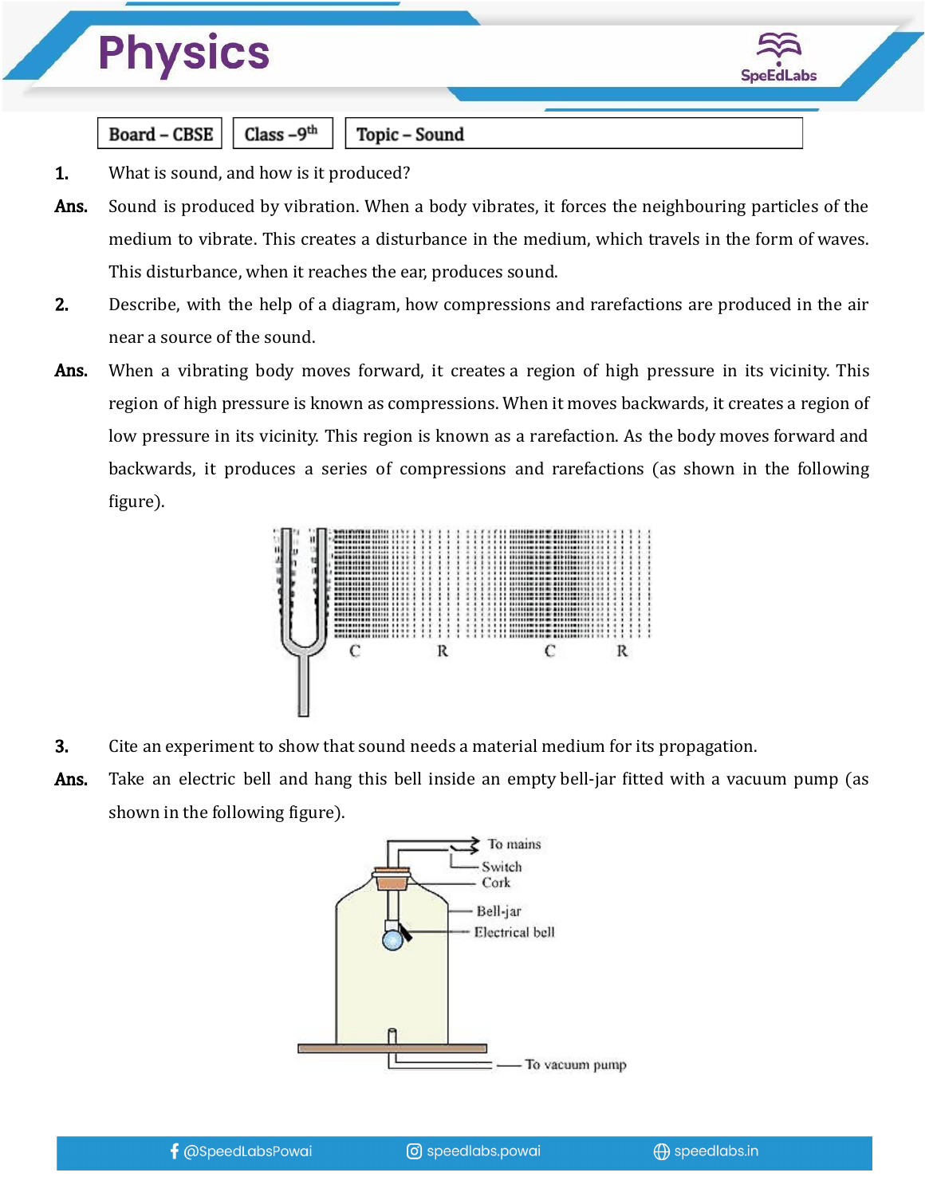# Physics

| Board – CBSE | Class – 9th | Topic – Sound |
|---|---|---|

**1.** What is sound, and how is it produced?

**Ans.** Sound is produced by vibration. When a body vibrates, it forces the neighbouring particles of the medium to vibrate. This creates a disturbance in the medium, which travels in the form of waves. This disturbance, when it reaches the ear, produces sound.

**2.** Describe, with the help of a diagram, how compressions and rarefactions are produced in the air near a source of the sound.

**Ans.** When a vibrating body moves forward, it creates a region of high pressure in its vicinity. This region of high pressure is known as compressions. When it moves backwards, it creates a region of low pressure in its vicinity. This region is known as a rarefaction. As the body moves forward and backwards, it produces a series of compressions and rarefactions (as shown in the following figure).

C R C R

**3.** Cite an experiment to show that sound needs a material medium for its propagation.

**Ans.** Take an electric bell and hang this bell inside an empty bell-jar fitted with a vacuum pump (as shown in the following figure).

To mains, Switch, Cork, Bell-jar, Electrical bell, To vacuum pump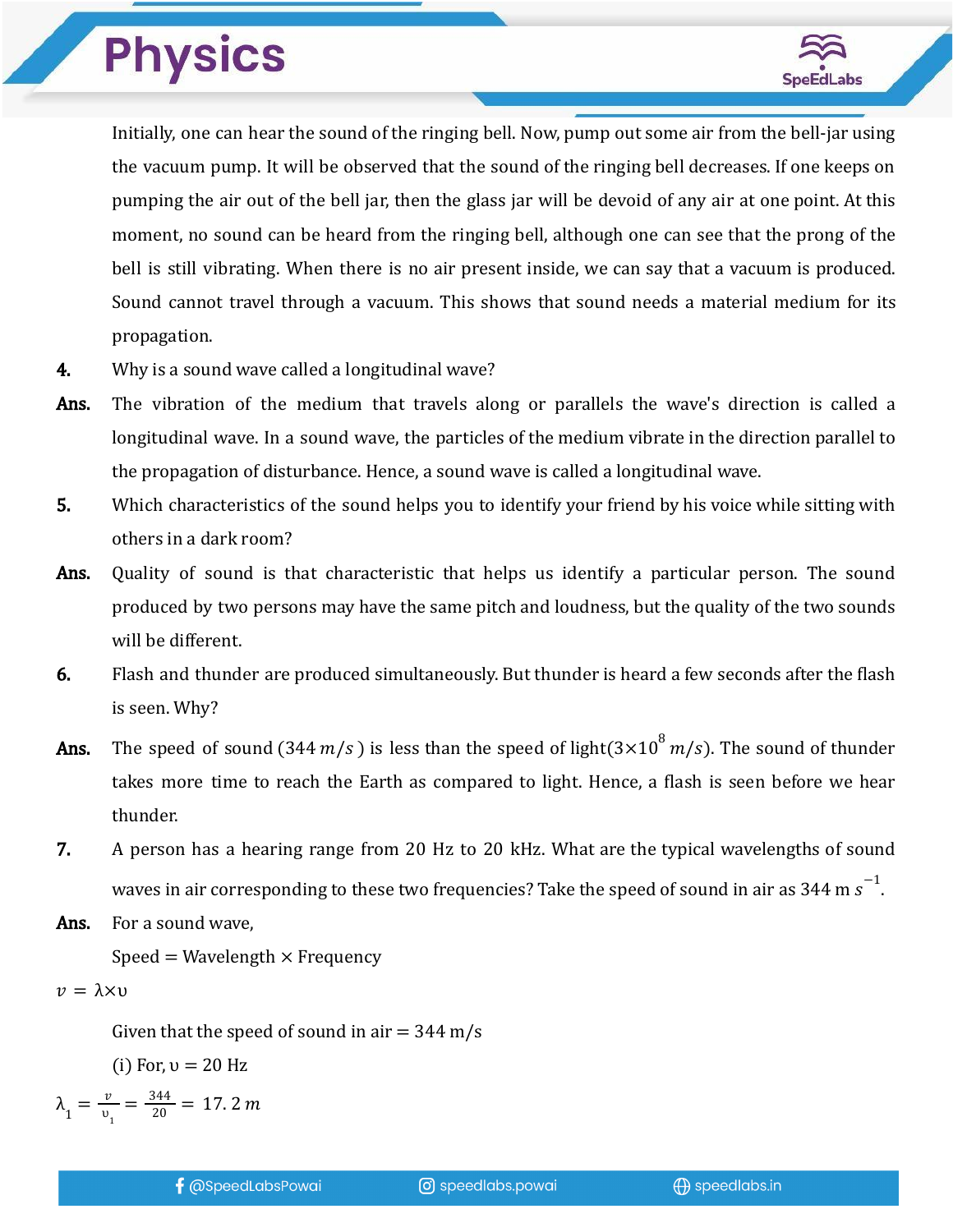Initially, one can hear the sound of the ringing bell. Now, pump out some air from the bell-jar using the vacuum pump. It will be observed that the sound of the ringing bell decreases. If one keeps on pumping the air out of the bell jar, then the glass jar will be devoid of any air at one point. At this moment, no sound can be heard from the ringing bell, although one can see that the prong of the bell is still vibrating. When there is no air present inside, we can say that a vacuum is produced. Sound cannot travel through a vacuum. This shows that sound needs a material medium for its propagation.

**4.** Why is a sound wave called a longitudinal wave?

**Ans.** The vibration of the medium that travels along or parallels the wave's direction is called a longitudinal wave. In a sound wave, the particles of the medium vibrate in the direction parallel to the propagation of disturbance. Hence, a sound wave is called a longitudinal wave.

**5.** Which characteristics of the sound helps you to identify your friend by his voice while sitting with others in a dark room?

**Ans.** Quality of sound is that characteristic that helps us identify a particular person. The sound produced by two persons may have the same pitch and loudness, but the quality of the two sounds will be different.

**6.** Flash and thunder are produced simultaneously. But thunder is heard a few seconds after the flash is seen. Why?

**Ans.** The speed of sound ($344\ m/s$) is less than the speed of light($3\times10^{8}\ m/s$). The sound of thunder takes more time to reach the Earth as compared to light. Hence, a flash is seen before we hear thunder.

**7.** A person has a hearing range from 20 Hz to 20 kHz. What are the typical wavelengths of sound waves in air corresponding to these two frequencies? Take the speed of sound in air as 344 m $s^{-1}$.

**Ans.** For a sound wave,

Speed = Wavelength × Frequency

$$v = \lambda \times \upsilon$$

Given that the speed of sound in air = 344 m/s

(i) For, $\upsilon$ = 20 Hz

$$\lambda_1 = \frac{v}{\upsilon_1} = \frac{344}{20} = 17.2\ m$$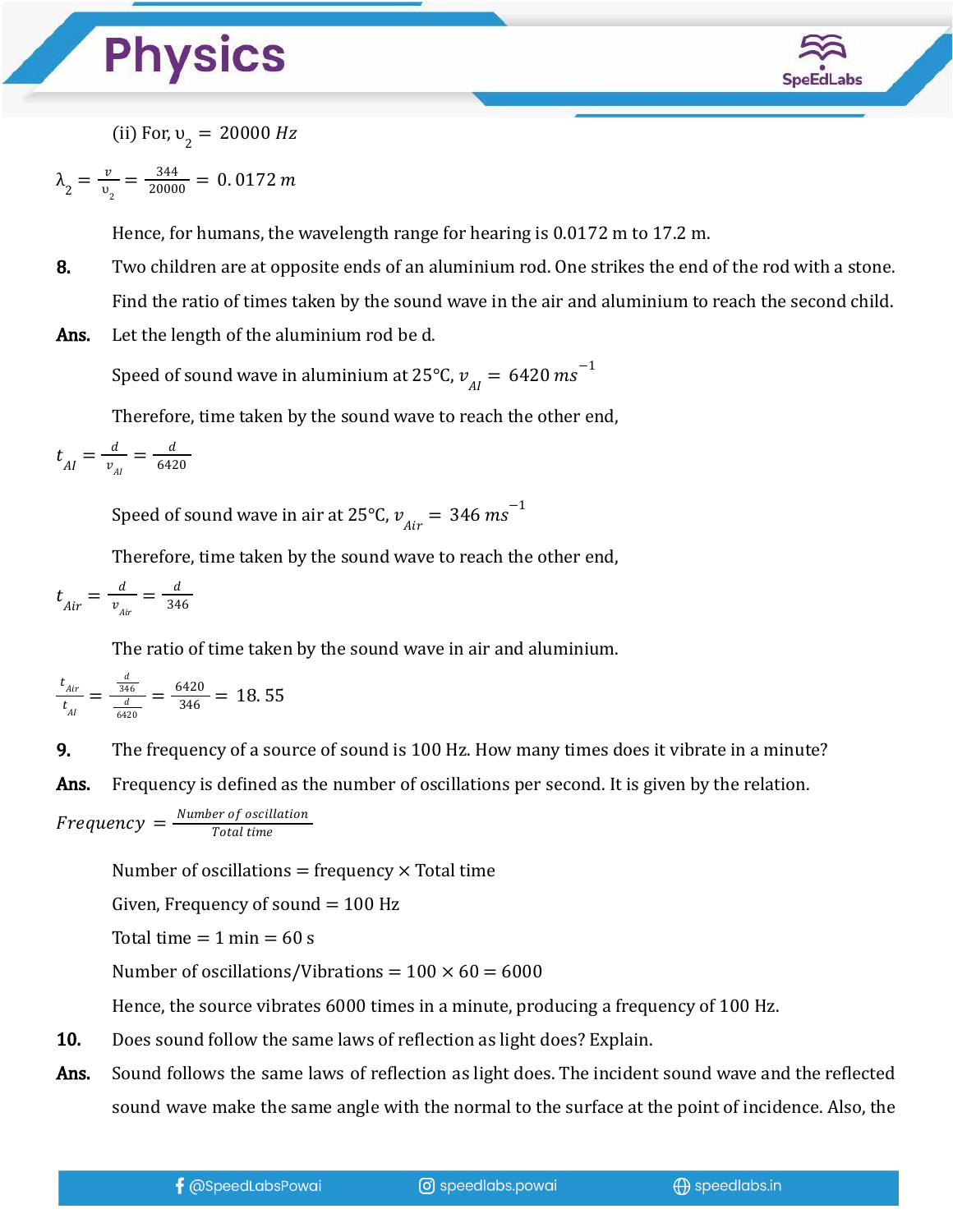(ii) For, $\upsilon_2 = 20000\ Hz$

$$\lambda_2 = \frac{v}{\upsilon_2} = \frac{344}{20000} = 0.0172\ m$$

Hence, for humans, the wavelength range for hearing is 0.0172 m to 17.2 m.

**8.** Two children are at opposite ends of an aluminium rod. One strikes the end of the rod with a stone. Find the ratio of times taken by the sound wave in the air and aluminium to reach the second child.

**Ans.** Let the length of the aluminium rod be d.

Speed of sound wave in aluminium at 25°C, $v_{Al} = 6420\ ms^{-1}$

Therefore, time taken by the sound wave to reach the other end,

$$t_{Al} = \frac{d}{v_{Al}} = \frac{d}{6420}$$

Speed of sound wave in air at 25°C, $v_{Air} = 346\ ms^{-1}$

Therefore, time taken by the sound wave to reach the other end,

$$t_{Air} = \frac{d}{v_{Air}} = \frac{d}{346}$$

The ratio of time taken by the sound wave in air and aluminium.

$$\frac{t_{Air}}{t_{Al}} = \frac{\frac{d}{346}}{\frac{d}{6420}} = \frac{6420}{346} = 18.55$$

**9.** The frequency of a source of sound is 100 Hz. How many times does it vibrate in a minute?

**Ans.** Frequency is defined as the number of oscillations per second. It is given by the relation.

$$Frequency = \frac{Number\ of\ oscillation}{Total\ time}$$

Number of oscillations = frequency × Total time

Given, Frequency of sound = 100 Hz

Total time = 1 min = 60 s

Number of oscillations/Vibrations = 100 × 60 = 6000

Hence, the source vibrates 6000 times in a minute, producing a frequency of 100 Hz.

**10.** Does sound follow the same laws of reflection as light does? Explain.

**Ans.** Sound follows the same laws of reflection as light does. The incident sound wave and the reflected sound wave make the same angle with the normal to the surface at the point of incidence. Also, the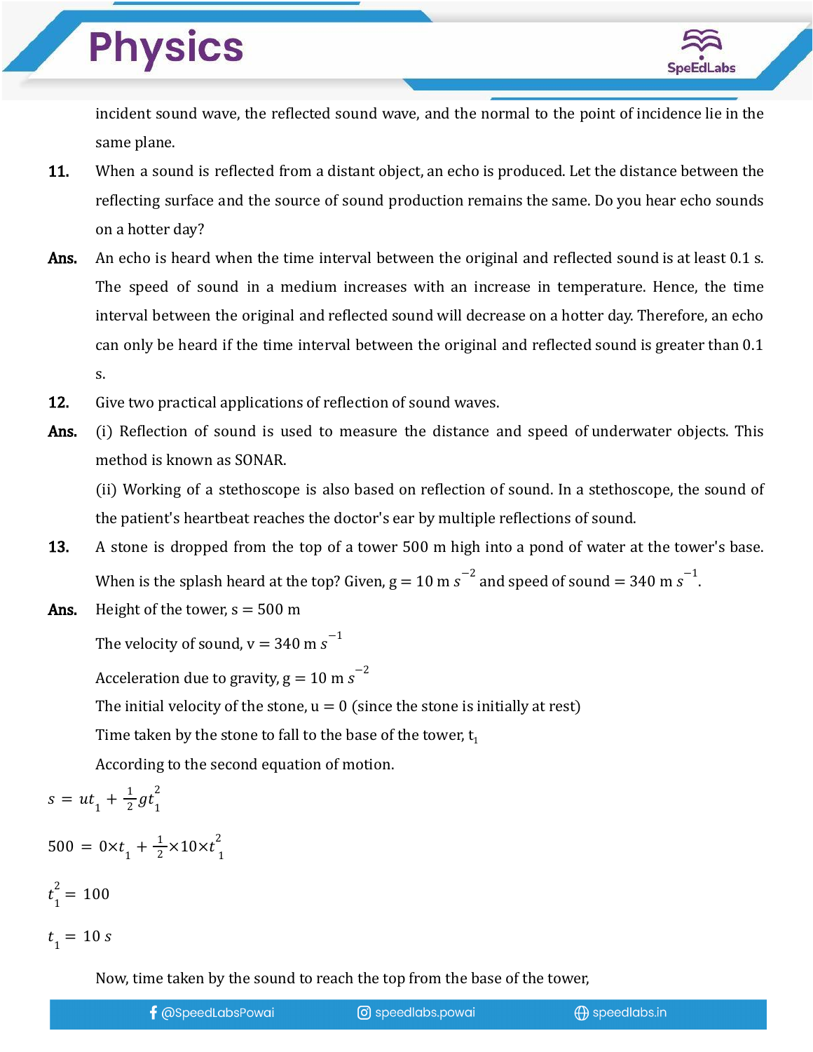incident sound wave, the reflected sound wave, and the normal to the point of incidence lie in the same plane.

**11.** When a sound is reflected from a distant object, an echo is produced. Let the distance between the reflecting surface and the source of sound production remains the same. Do you hear echo sounds on a hotter day?

**Ans.** An echo is heard when the time interval between the original and reflected sound is at least 0.1 s. The speed of sound in a medium increases with an increase in temperature. Hence, the time interval between the original and reflected sound will decrease on a hotter day. Therefore, an echo can only be heard if the time interval between the original and reflected sound is greater than 0.1 s.

**12.** Give two practical applications of reflection of sound waves.

**Ans.** (i) Reflection of sound is used to measure the distance and speed of underwater objects. This method is known as SONAR.

(ii) Working of a stethoscope is also based on reflection of sound. In a stethoscope, the sound of the patient's heartbeat reaches the doctor's ear by multiple reflections of sound.

**13.** A stone is dropped from the top of a tower 500 m high into a pond of water at the tower's base. When is the splash heard at the top? Given, $g = 10 \text{ m } s^{-2}$ and speed of sound $= 340 \text{ m } s^{-1}$.

**Ans.** Height of the tower, s = 500 m

The velocity of sound, $v = 340 \text{ m } s^{-1}$

Acceleration due to gravity, $g = 10 \text{ m } s^{-2}$

The initial velocity of the stone, u = 0 (since the stone is initially at rest)

Time taken by the stone to fall to the base of the tower, $t_1$

According to the second equation of motion.

$$s = ut_1 + \frac{1}{2}gt_1^2$$

$$500 = 0 \times t_1 + \frac{1}{2} \times 10 \times t_1^2$$

$$t_1^2 = 100$$

$$t_1 = 10\ s$$

Now, time taken by the sound to reach the top from the base of the tower,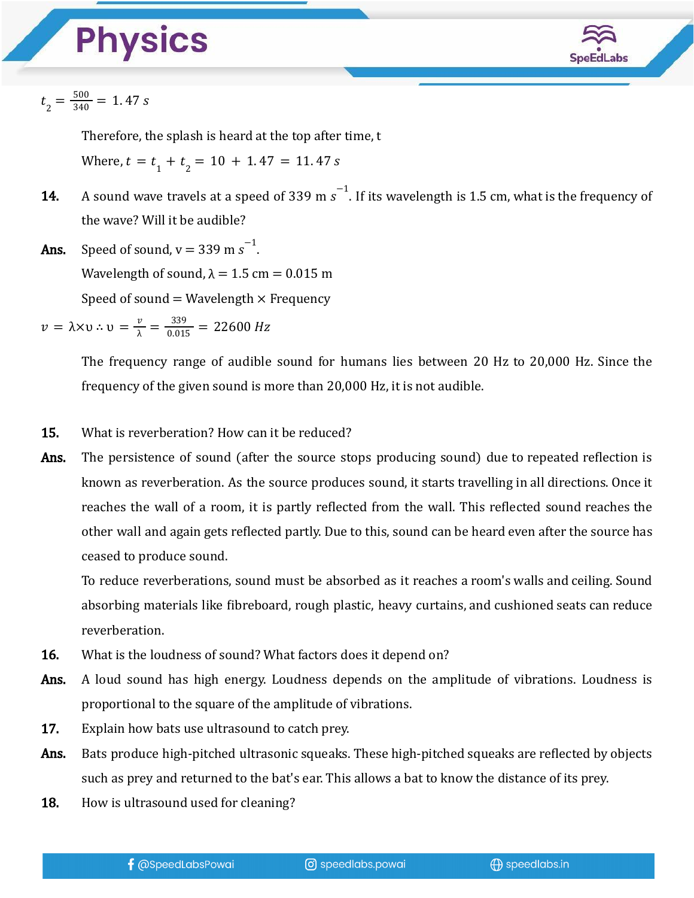$t_2 = \frac{500}{340} = 1.47\ s$

Therefore, the splash is heard at the top after time, t

Where, $t = t_1 + t_2 = 10 + 1.47 = 11.47\ s$

**14.** A sound wave travels at a speed of 339 m $s^{-1}$. If its wavelength is 1.5 cm, what is the frequency of the wave? Will it be audible?

**Ans.** Speed of sound, v = 339 m $s^{-1}$.

Wavelength of sound, λ = 1.5 cm = 0.015 m

Speed of sound = Wavelength × Frequency

$v = \lambda \times \upsilon \therefore \upsilon = \frac{v}{\lambda} = \frac{339}{0.015} = 22600\ Hz$

The frequency range of audible sound for humans lies between 20 Hz to 20,000 Hz. Since the frequency of the given sound is more than 20,000 Hz, it is not audible.

**15.** What is reverberation? How can it be reduced?

**Ans.** The persistence of sound (after the source stops producing sound) due to repeated reflection is known as reverberation. As the source produces sound, it starts travelling in all directions. Once it reaches the wall of a room, it is partly reflected from the wall. This reflected sound reaches the other wall and again gets reflected partly. Due to this, sound can be heard even after the source has ceased to produce sound.

To reduce reverberations, sound must be absorbed as it reaches a room's walls and ceiling. Sound absorbing materials like fibreboard, rough plastic, heavy curtains, and cushioned seats can reduce reverberation.

**16.** What is the loudness of sound? What factors does it depend on?

**Ans.** A loud sound has high energy. Loudness depends on the amplitude of vibrations. Loudness is proportional to the square of the amplitude of vibrations.

**17.** Explain how bats use ultrasound to catch prey.

**Ans.** Bats produce high-pitched ultrasonic squeaks. These high-pitched squeaks are reflected by objects such as prey and returned to the bat's ear. This allows a bat to know the distance of its prey.

**18.** How is ultrasound used for cleaning?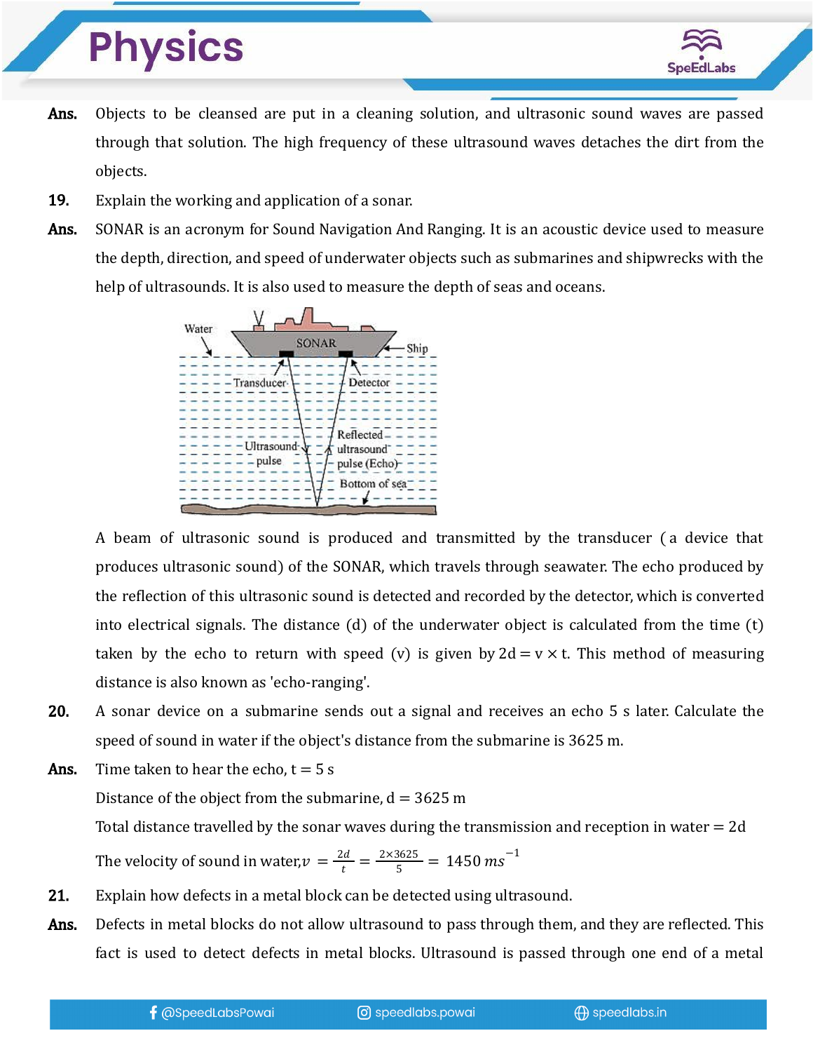**Ans.** Objects to be cleansed are put in a cleaning solution, and ultrasonic sound waves are passed through that solution. The high frequency of these ultrasound waves detaches the dirt from the objects.

**19.** Explain the working and application of a sonar.

**Ans.** SONAR is an acronym for Sound Navigation And Ranging. It is an acoustic device used to measure the depth, direction, and speed of underwater objects such as submarines and shipwrecks with the help of ultrasounds. It is also used to measure the depth of seas and oceans.

A beam of ultrasonic sound is produced and transmitted by the transducer (a device that produces ultrasonic sound) of the SONAR, which travels through seawater. The echo produced by the reflection of this ultrasonic sound is detected and recorded by the detector, which is converted into electrical signals. The distance (d) of the underwater object is calculated from the time (t) taken by the echo to return with speed (v) is given by $2d = v \times t$. This method of measuring distance is also known as 'echo-ranging'.

**20.** A sonar device on a submarine sends out a signal and receives an echo 5 s later. Calculate the speed of sound in water if the object's distance from the submarine is 3625 m.

**Ans.** Time taken to hear the echo, $t = 5$ s

Distance of the object from the submarine, $d = 3625$ m

Total distance travelled by the sonar waves during the transmission and reception in water $= 2d$

The velocity of sound in water, $v = \frac{2d}{t} = \frac{2 \times 3625}{5} = 1450\ ms^{-1}$

**21.** Explain how defects in a metal block can be detected using ultrasound.

**Ans.** Defects in metal blocks do not allow ultrasound to pass through them, and they are reflected. This fact is used to detect defects in metal blocks. Ultrasound is passed through one end of a metal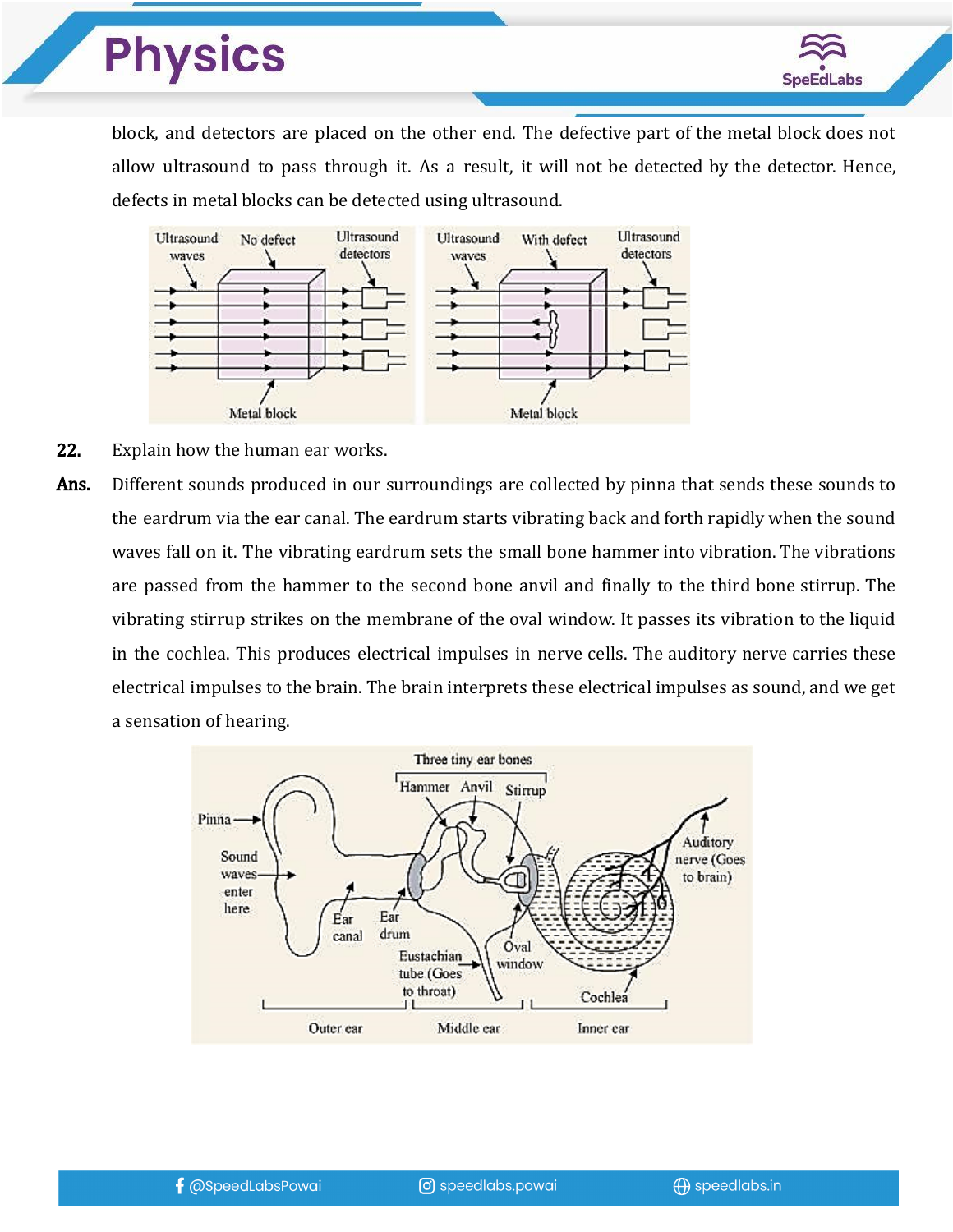block, and detectors are placed on the other end. The defective part of the metal block does not allow ultrasound to pass through it. As a result, it will not be detected by the detector. Hence, defects in metal blocks can be detected using ultrasound.

Ultrasound waves
No defect
Ultrasound detectors
Metal block

Ultrasound waves
With defect
Ultrasound detectors
Metal block

**22.** Explain how the human ear works.

**Ans.** Different sounds produced in our surroundings are collected by pinna that sends these sounds to the eardrum via the ear canal. The eardrum starts vibrating back and forth rapidly when the sound waves fall on it. The vibrating eardrum sets the small bone hammer into vibration. The vibrations are passed from the hammer to the second bone anvil and finally to the third bone stirrup. The vibrating stirrup strikes on the membrane of the oval window. It passes its vibration to the liquid in the cochlea. This produces electrical impulses in nerve cells. The auditory nerve carries these electrical impulses to the brain. The brain interprets these electrical impulses as sound, and we get a sensation of hearing.

Three tiny ear bones
Hammer
Anvil
Stirrup
Pinna
Sound waves enter here
Ear canal
Ear drum
Eustachian tube (Goes to throat)
Oval window
Auditory nerve (Goes to brain)
Cochlea
Outer ear
Middle ear
Inner ear